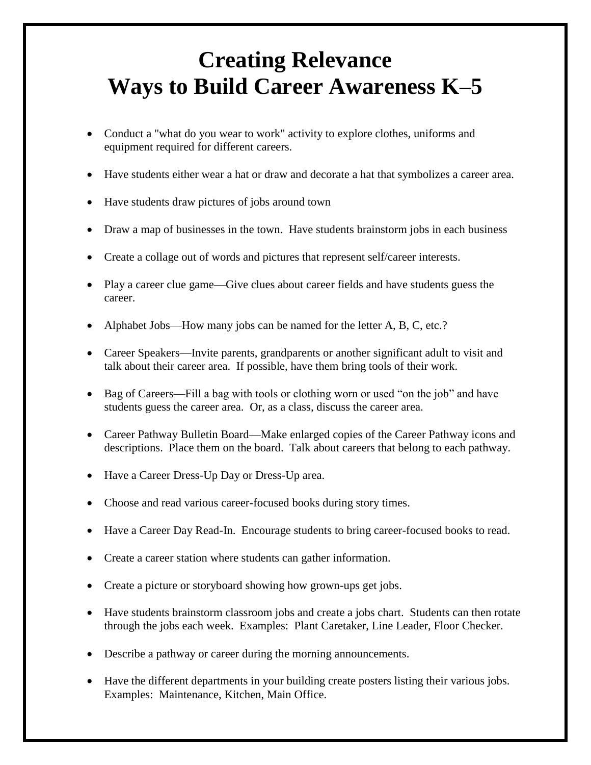# Creating Relevance
# Ways to Build Career Awareness K–5

- Conduct a "what do you wear to work" activity to explore clothes, uniforms and equipment required for different careers.
- Have students either wear a hat or draw and decorate a hat that symbolizes a career area.
- Have students draw pictures of jobs around town
- Draw a map of businesses in the town. Have students brainstorm jobs in each business
- Create a collage out of words and pictures that represent self/career interests.
- Play a career clue game—Give clues about career fields and have students guess the career.
- Alphabet Jobs—How many jobs can be named for the letter A, B, C, etc.?
- Career Speakers—Invite parents, grandparents or another significant adult to visit and talk about their career area. If possible, have them bring tools of their work.
- Bag of Careers—Fill a bag with tools or clothing worn or used "on the job" and have students guess the career area. Or, as a class, discuss the career area.
- Career Pathway Bulletin Board—Make enlarged copies of the Career Pathway icons and descriptions. Place them on the board. Talk about careers that belong to each pathway.
- Have a Career Dress-Up Day or Dress-Up area.
- Choose and read various career-focused books during story times.
- Have a Career Day Read-In. Encourage students to bring career-focused books to read.
- Create a career station where students can gather information.
- Create a picture or storyboard showing how grown-ups get jobs.
- Have students brainstorm classroom jobs and create a jobs chart. Students can then rotate through the jobs each week. Examples: Plant Caretaker, Line Leader, Floor Checker.
- Describe a pathway or career during the morning announcements.
- Have the different departments in your building create posters listing their various jobs. Examples: Maintenance, Kitchen, Main Office.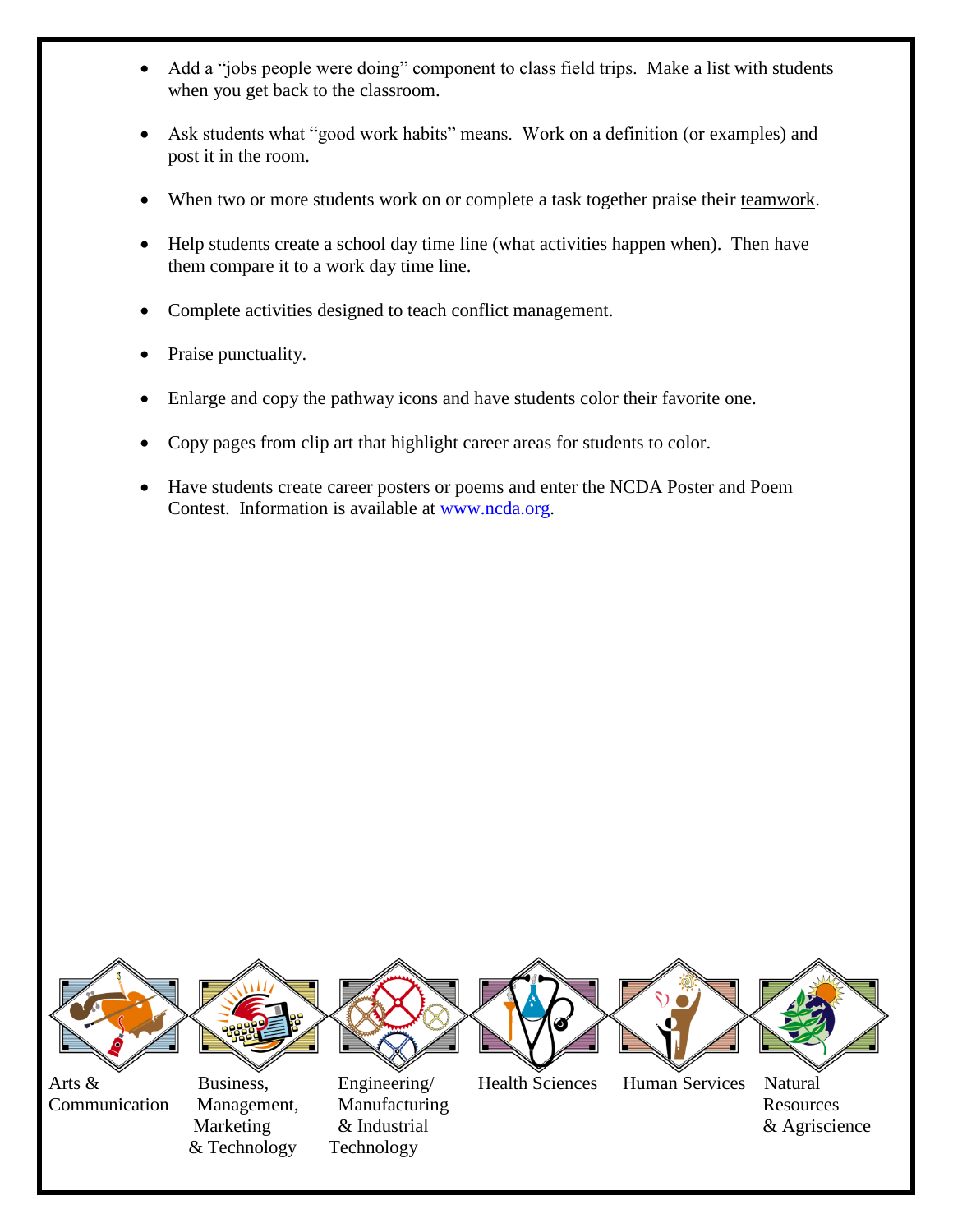- Add a "jobs people were doing" component to class field trips. Make a list with students when you get back to the classroom.
- Ask students what "good work habits" means. Work on a definition (or examples) and post it in the room.
- When two or more students work on or complete a task together praise their teamwork.
- Help students create a school day time line (what activities happen when). Then have them compare it to a work day time line.
- Complete activities designed to teach conflict management.
- Praise punctuality.
- Enlarge and copy the pathway icons and have students color their favorite one.
- Copy pages from clip art that highlight career areas for students to color.
- Have students create career posters or poems and enter the NCDA Poster and Poem Contest. Information is available at www.ncda.org.

Arts & Communication

Business, Management, Marketing & Technology

Engineering/ Manufacturing & Industrial Technology

Health Sciences

Human Services

Natural Resources & Agriscience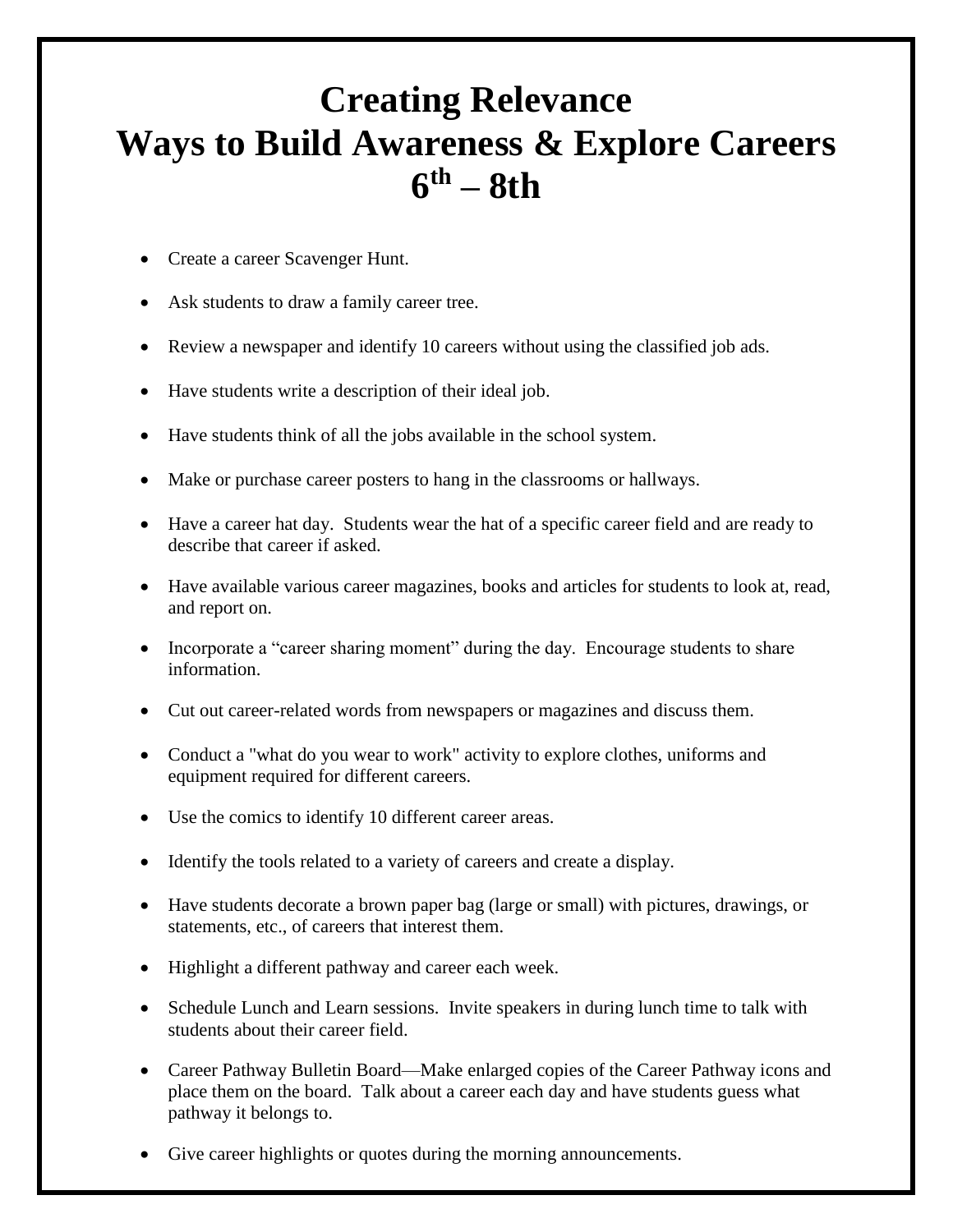# Creating Relevance
# Ways to Build Awareness & Explore Careers
# 6th – 8th

- Create a career Scavenger Hunt.
- Ask students to draw a family career tree.
- Review a newspaper and identify 10 careers without using the classified job ads.
- Have students write a description of their ideal job.
- Have students think of all the jobs available in the school system.
- Make or purchase career posters to hang in the classrooms or hallways.
- Have a career hat day. Students wear the hat of a specific career field and are ready to describe that career if asked.
- Have available various career magazines, books and articles for students to look at, read, and report on.
- Incorporate a "career sharing moment" during the day. Encourage students to share information.
- Cut out career-related words from newspapers or magazines and discuss them.
- Conduct a "what do you wear to work" activity to explore clothes, uniforms and equipment required for different careers.
- Use the comics to identify 10 different career areas.
- Identify the tools related to a variety of careers and create a display.
- Have students decorate a brown paper bag (large or small) with pictures, drawings, or statements, etc., of careers that interest them.
- Highlight a different pathway and career each week.
- Schedule Lunch and Learn sessions. Invite speakers in during lunch time to talk with students about their career field.
- Career Pathway Bulletin Board—Make enlarged copies of the Career Pathway icons and place them on the board. Talk about a career each day and have students guess what pathway it belongs to.
- Give career highlights or quotes during the morning announcements.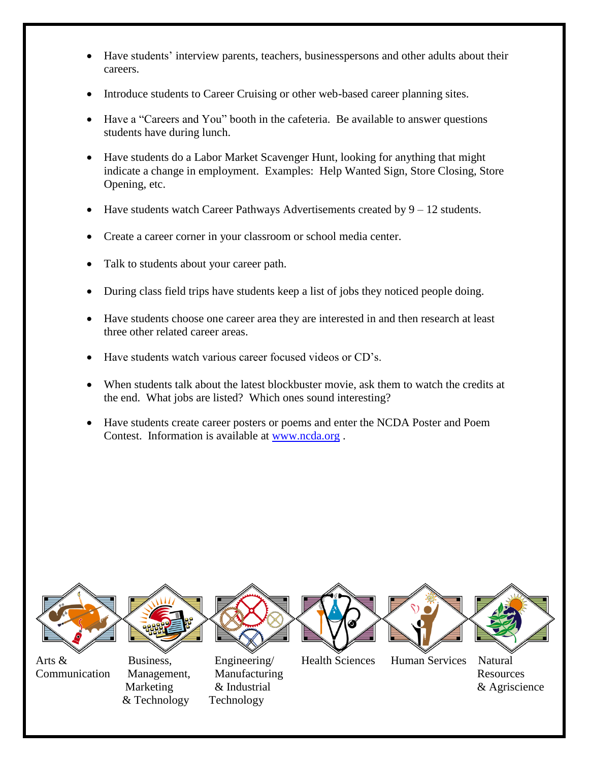- Have students' interview parents, teachers, businesspersons and other adults about their careers.
- Introduce students to Career Cruising or other web-based career planning sites.
- Have a "Careers and You" booth in the cafeteria. Be available to answer questions students have during lunch.
- Have students do a Labor Market Scavenger Hunt, looking for anything that might indicate a change in employment. Examples: Help Wanted Sign, Store Closing, Store Opening, etc.
- Have students watch Career Pathways Advertisements created by 9 – 12 students.
- Create a career corner in your classroom or school media center.
- Talk to students about your career path.
- During class field trips have students keep a list of jobs they noticed people doing.
- Have students choose one career area they are interested in and then research at least three other related career areas.
- Have students watch various career focused videos or CD's.
- When students talk about the latest blockbuster movie, ask them to watch the credits at the end. What jobs are listed? Which ones sound interesting?
- Have students create career posters or poems and enter the NCDA Poster and Poem Contest. Information is available at www.ncda.org .

Arts & Communication | Business, Management, Marketing & Technology | Engineering/ Manufacturing & Industrial Technology | Health Sciences | Human Services | Natural Resources & Agriscience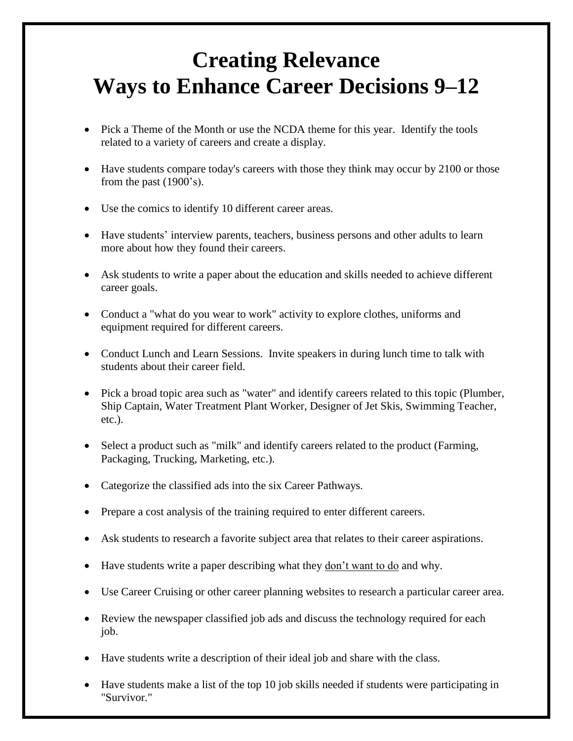# Creating Relevance
# Ways to Enhance Career Decisions 9–12

- Pick a Theme of the Month or use the NCDA theme for this year. Identify the tools related to a variety of careers and create a display.
- Have students compare today's careers with those they think may occur by 2100 or those from the past (1900's).
- Use the comics to identify 10 different career areas.
- Have students' interview parents, teachers, business persons and other adults to learn more about how they found their careers.
- Ask students to write a paper about the education and skills needed to achieve different career goals.
- Conduct a "what do you wear to work" activity to explore clothes, uniforms and equipment required for different careers.
- Conduct Lunch and Learn Sessions. Invite speakers in during lunch time to talk with students about their career field.
- Pick a broad topic area such as "water" and identify careers related to this topic (Plumber, Ship Captain, Water Treatment Plant Worker, Designer of Jet Skis, Swimming Teacher, etc.).
- Select a product such as "milk" and identify careers related to the product (Farming, Packaging, Trucking, Marketing, etc.).
- Categorize the classified ads into the six Career Pathways.
- Prepare a cost analysis of the training required to enter different careers.
- Ask students to research a favorite subject area that relates to their career aspirations.
- Have students write a paper describing what they <u>don't want to do</u> and why.
- Use Career Cruising or other career planning websites to research a particular career area.
- Review the newspaper classified job ads and discuss the technology required for each job.
- Have students write a description of their ideal job and share with the class.
- Have students make a list of the top 10 job skills needed if students were participating in "Survivor."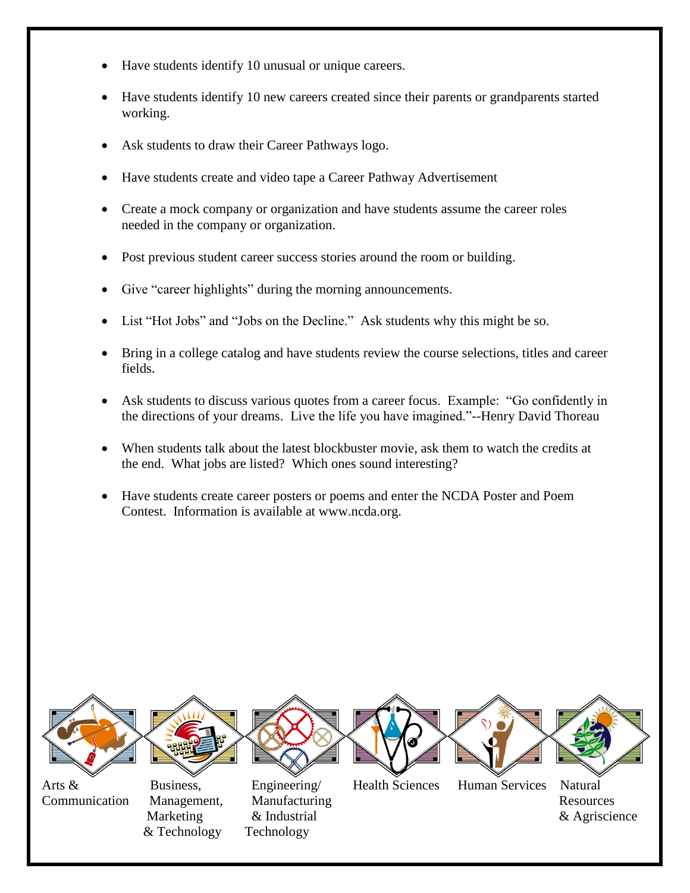- Have students identify 10 unusual or unique careers.
- Have students identify 10 new careers created since their parents or grandparents started working.
- Ask students to draw their Career Pathways logo.
- Have students create and video tape a Career Pathway Advertisement
- Create a mock company or organization and have students assume the career roles needed in the company or organization.
- Post previous student career success stories around the room or building.
- Give "career highlights" during the morning announcements.
- List "Hot Jobs" and "Jobs on the Decline." Ask students why this might be so.
- Bring in a college catalog and have students review the course selections, titles and career fields.
- Ask students to discuss various quotes from a career focus. Example: "Go confidently in the directions of your dreams. Live the life you have imagined."--Henry David Thoreau
- When students talk about the latest blockbuster movie, ask them to watch the credits at the end. What jobs are listed? Which ones sound interesting?
- Have students create career posters or poems and enter the NCDA Poster and Poem Contest. Information is available at www.ncda.org.

Arts & Communication | Business, Management, Marketing & Technology | Engineering/ Manufacturing & Industrial Technology | Health Sciences | Human Services | Natural Resources & Agriscience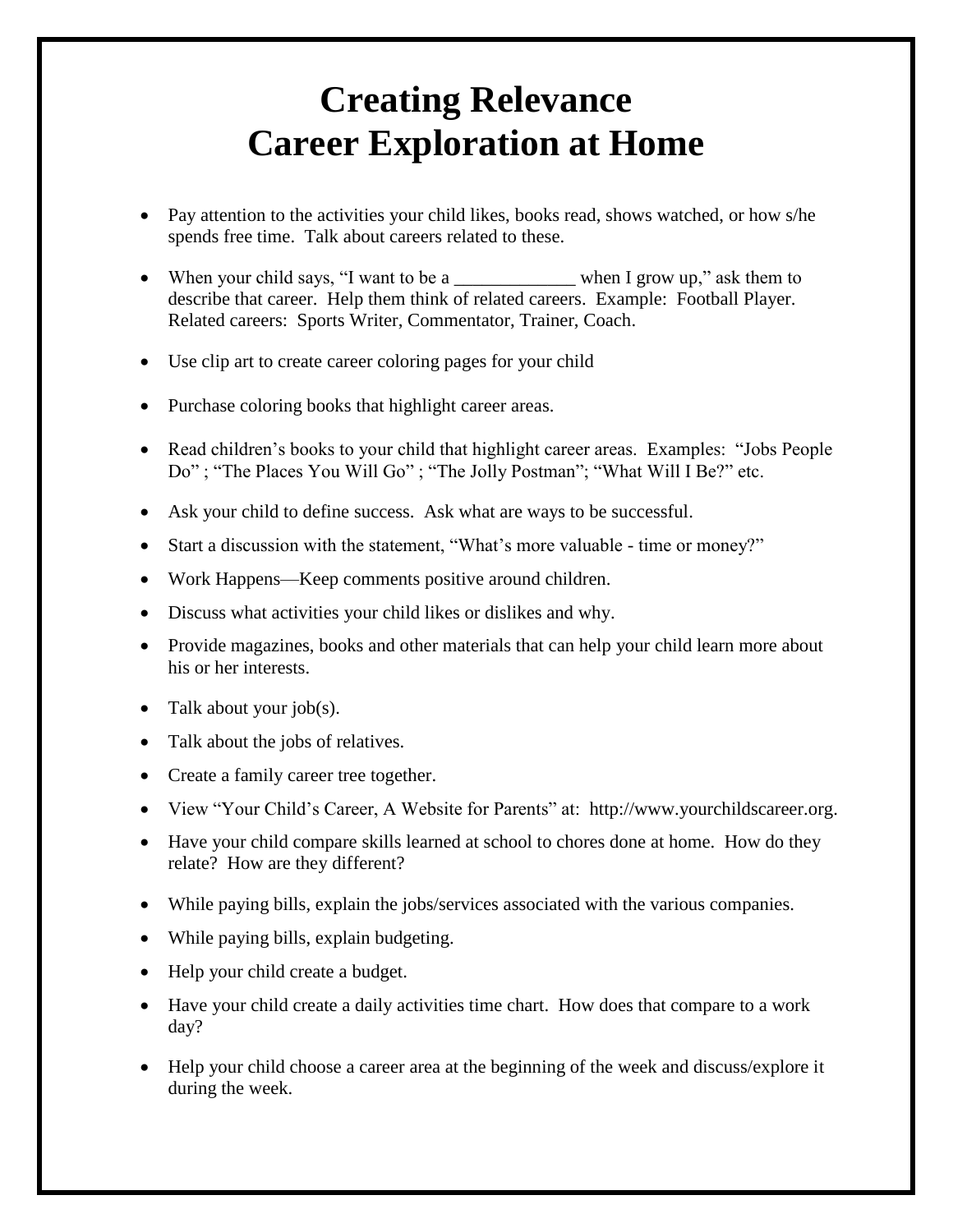# Creating Relevance
# Career Exploration at Home

- Pay attention to the activities your child likes, books read, shows watched, or how s/he spends free time. Talk about careers related to these.
- When your child says, "I want to be a _____________ when I grow up," ask them to describe that career. Help them think of related careers. Example: Football Player. Related careers: Sports Writer, Commentator, Trainer, Coach.
- Use clip art to create career coloring pages for your child
- Purchase coloring books that highlight career areas.
- Read children's books to your child that highlight career areas. Examples: "Jobs People Do" ; "The Places You Will Go" ; "The Jolly Postman"; "What Will I Be?" etc.
- Ask your child to define success. Ask what are ways to be successful.
- Start a discussion with the statement, "What's more valuable - time or money?"
- Work Happens—Keep comments positive around children.
- Discuss what activities your child likes or dislikes and why.
- Provide magazines, books and other materials that can help your child learn more about his or her interests.
- Talk about your job(s).
- Talk about the jobs of relatives.
- Create a family career tree together.
- View "Your Child's Career, A Website for Parents" at: http://www.yourchildscareer.org.
- Have your child compare skills learned at school to chores done at home. How do they relate? How are they different?
- While paying bills, explain the jobs/services associated with the various companies.
- While paying bills, explain budgeting.
- Help your child create a budget.
- Have your child create a daily activities time chart. How does that compare to a work day?
- Help your child choose a career area at the beginning of the week and discuss/explore it during the week.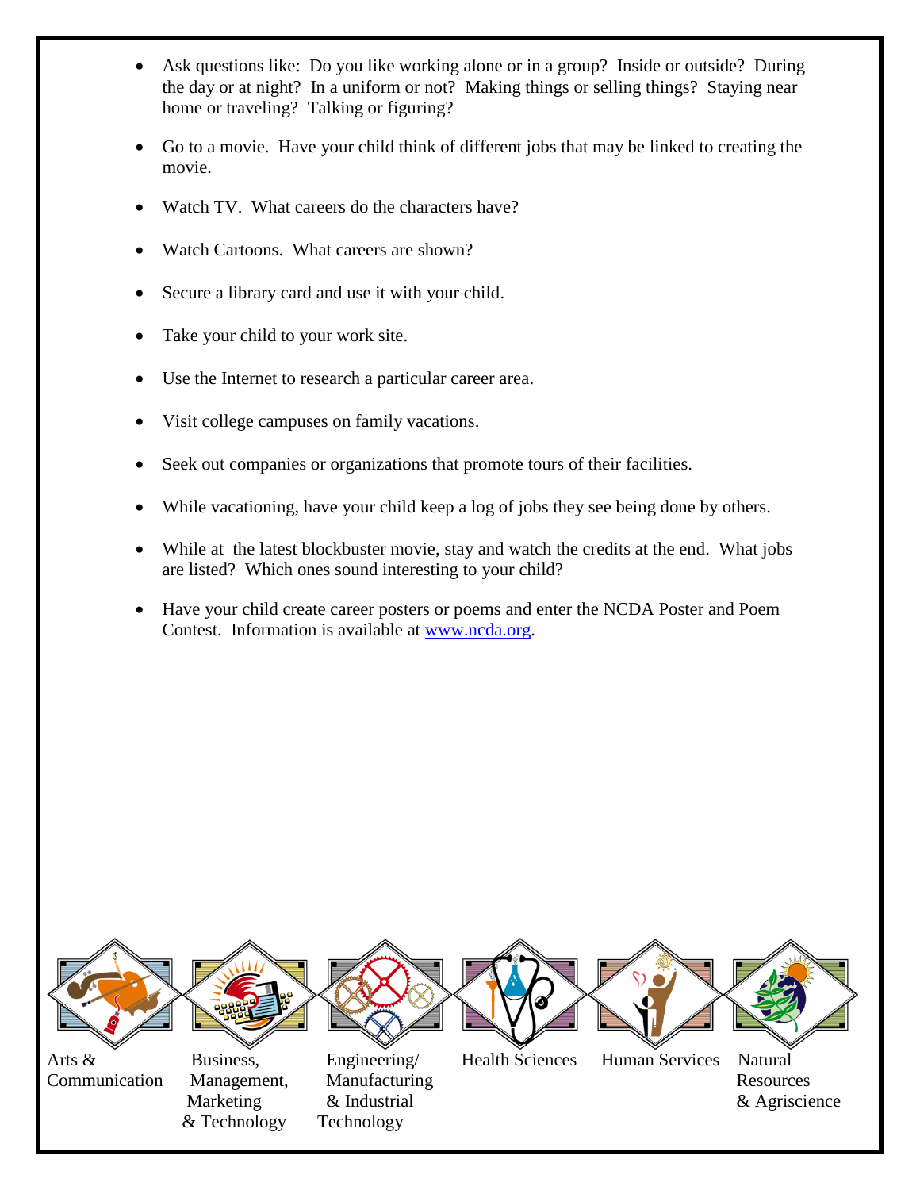- Ask questions like: Do you like working alone or in a group? Inside or outside? During the day or at night? In a uniform or not? Making things or selling things? Staying near home or traveling? Talking or figuring?

- Go to a movie. Have your child think of different jobs that may be linked to creating the movie.

- Watch TV. What careers do the characters have?

- Watch Cartoons. What careers are shown?

- Secure a library card and use it with your child.

- Take your child to your work site.

- Use the Internet to research a particular career area.

- Visit college campuses on family vacations.

- Seek out companies or organizations that promote tours of their facilities.

- While vacationing, have your child keep a log of jobs they see being done by others.

- While at the latest blockbuster movie, stay and watch the credits at the end. What jobs are listed? Which ones sound interesting to your child?

- Have your child create career posters or poems and enter the NCDA Poster and Poem Contest. Information is available at [www.ncda.org](http://www.ncda.org).

Arts & Communication

Business, Management, Marketing & Technology

Engineering/ Manufacturing & Industrial Technology

Health Sciences

Human Services

Natural Resources & Agriscience